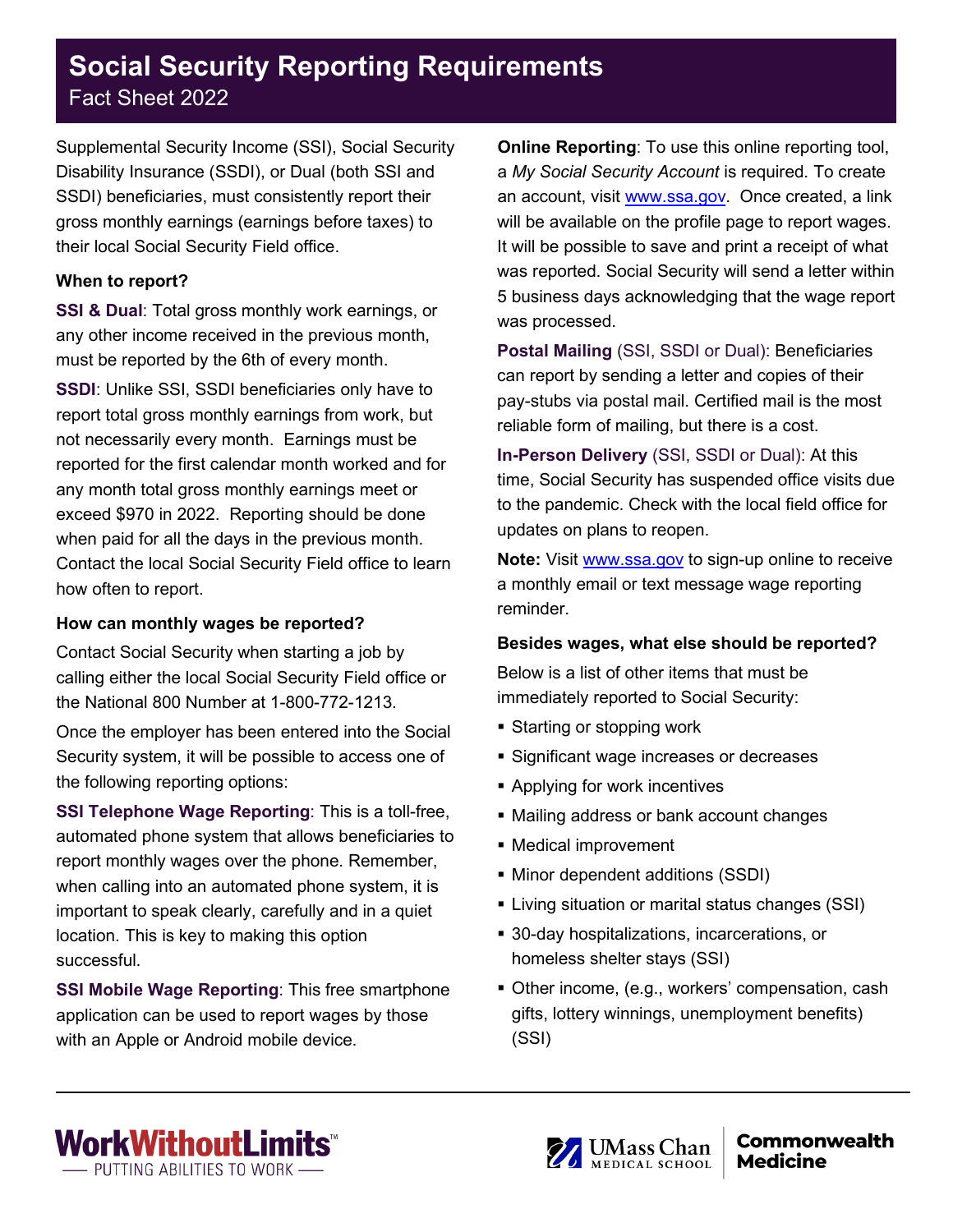# Social Security Reporting Requirements

Fact Sheet 2022

Supplemental Security Income (SSI), Social Security Disability Insurance (SSDI), or Dual (both SSI and SSDI) beneficiaries, must consistently report their gross monthly earnings (earnings before taxes) to their local Social Security Field office.

**When to report?**

**SSI & Dual**: Total gross monthly work earnings, or any other income received in the previous month, must be reported by the 6th of every month.

**SSDI**: Unlike SSI, SSDI beneficiaries only have to report total gross monthly earnings from work, but not necessarily every month. Earnings must be reported for the first calendar month worked and for any month total gross monthly earnings meet or exceed $970 in 2022. Reporting should be done when paid for all the days in the previous month. Contact the local Social Security Field office to learn how often to report.

**How can monthly wages be reported?**

Contact Social Security when starting a job by calling either the local Social Security Field office or the National 800 Number at 1-800-772-1213.

Once the employer has been entered into the Social Security system, it will be possible to access one of the following reporting options:

**SSI Telephone Wage Reporting**: This is a toll-free, automated phone system that allows beneficiaries to report monthly wages over the phone. Remember, when calling into an automated phone system, it is important to speak clearly, carefully and in a quiet location. This is key to making this option successful.

**SSI Mobile Wage Reporting**: This free smartphone application can be used to report wages by those with an Apple or Android mobile device.

**Online Reporting**: To use this online reporting tool, a *My Social Security Account* is required. To create an account, visit www.ssa.gov. Once created, a link will be available on the profile page to report wages. It will be possible to save and print a receipt of what was reported. Social Security will send a letter within 5 business days acknowledging that the wage report was processed.

**Postal Mailing** (SSI, SSDI or Dual): Beneficiaries can report by sending a letter and copies of their pay-stubs via postal mail. Certified mail is the most reliable form of mailing, but there is a cost.

**In-Person Delivery** (SSI, SSDI or Dual): At this time, Social Security has suspended office visits due to the pandemic. Check with the local field office for updates on plans to reopen.

**Note:** Visit www.ssa.gov to sign-up online to receive a monthly email or text message wage reporting reminder.

**Besides wages, what else should be reported?**

Below is a list of other items that must be immediately reported to Social Security:

- Starting or stopping work
- Significant wage increases or decreases
- Applying for work incentives
- Mailing address or bank account changes
- Medical improvement
- Minor dependent additions (SSDI)
- Living situation or marital status changes (SSI)
- 30-day hospitalizations, incarcerations, or homeless shelter stays (SSI)
- Other income, (e.g., workers' compensation, cash gifts, lottery winnings, unemployment benefits) (SSI)

WorkWithoutLimits™ — PUTTING ABILITIES TO WORK — | UMass Chan Medical School | Commonwealth Medicine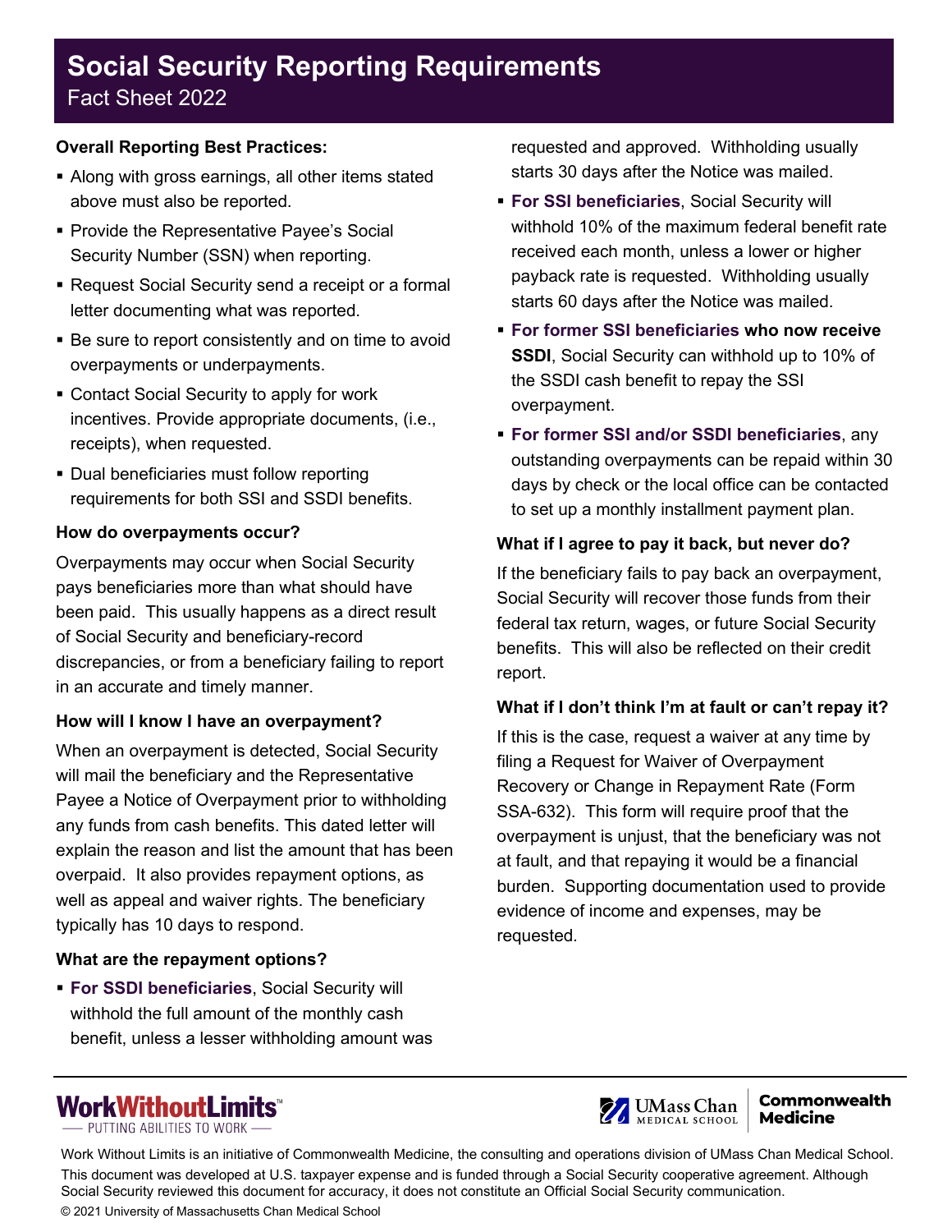# Social Security Reporting Requirements

Fact Sheet 2022

**Overall Reporting Best Practices:**

- Along with gross earnings, all other items stated above must also be reported.
- Provide the Representative Payee's Social Security Number (SSN) when reporting.
- Request Social Security send a receipt or a formal letter documenting what was reported.
- Be sure to report consistently and on time to avoid overpayments or underpayments.
- Contact Social Security to apply for work incentives. Provide appropriate documents, (i.e., receipts), when requested.
- Dual beneficiaries must follow reporting requirements for both SSI and SSDI benefits.

**How do overpayments occur?**

Overpayments may occur when Social Security pays beneficiaries more than what should have been paid. This usually happens as a direct result of Social Security and beneficiary-record discrepancies, or from a beneficiary failing to report in an accurate and timely manner.

**How will I know I have an overpayment?**

When an overpayment is detected, Social Security will mail the beneficiary and the Representative Payee a Notice of Overpayment prior to withholding any funds from cash benefits. This dated letter will explain the reason and list the amount that has been overpaid. It also provides repayment options, as well as appeal and waiver rights. The beneficiary typically has 10 days to respond.

**What are the repayment options?**

- **For SSDI beneficiaries**, Social Security will withhold the full amount of the monthly cash benefit, unless a lesser withholding amount was requested and approved. Withholding usually starts 30 days after the Notice was mailed.
- **For SSI beneficiaries**, Social Security will withhold 10% of the maximum federal benefit rate received each month, unless a lower or higher payback rate is requested. Withholding usually starts 60 days after the Notice was mailed.
- **For former SSI beneficiaries who now receive SSDI**, Social Security can withhold up to 10% of the SSDI cash benefit to repay the SSI overpayment.
- **For former SSI and/or SSDI beneficiaries**, any outstanding overpayments can be repaid within 30 days by check or the local office can be contacted to set up a monthly installment payment plan.

**What if I agree to pay it back, but never do?**

If the beneficiary fails to pay back an overpayment, Social Security will recover those funds from their federal tax return, wages, or future Social Security benefits. This will also be reflected on their credit report.

**What if I don't think I'm at fault or can't repay it?**

If this is the case, request a waiver at any time by filing a Request for Waiver of Overpayment Recovery or Change in Repayment Rate (Form SSA-632). This form will require proof that the overpayment is unjust, that the beneficiary was not at fault, and that repaying it would be a financial burden. Supporting documentation used to provide evidence of income and expenses, may be requested.

WorkWithoutLimits™ — PUTTING ABILITIES TO WORK

UMass Chan Medical School | Commonwealth Medicine

Work Without Limits is an initiative of Commonwealth Medicine, the consulting and operations division of UMass Chan Medical School. This document was developed at U.S. taxpayer expense and is funded through a Social Security cooperative agreement. Although Social Security reviewed this document for accuracy, it does not constitute an Official Social Security communication.

© 2021 University of Massachusetts Chan Medical School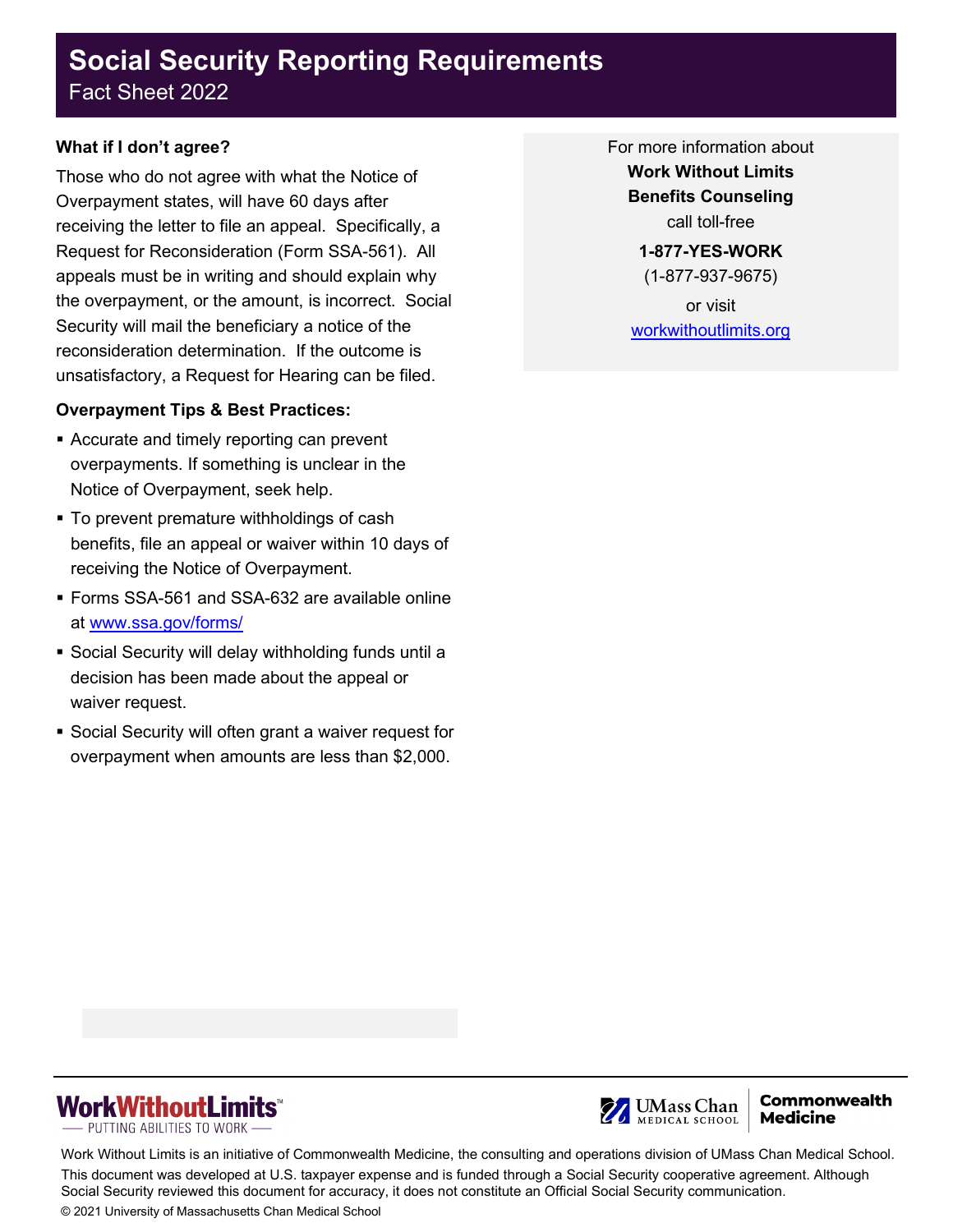# Social Security Reporting Requirements

Fact Sheet 2022

**What if I don't agree?**

Those who do not agree with what the Notice of Overpayment states, will have 60 days after receiving the letter to file an appeal. Specifically, a Request for Reconsideration (Form SSA-561). All appeals must be in writing and should explain why the overpayment, or the amount, is incorrect. Social Security will mail the beneficiary a notice of the reconsideration determination. If the outcome is unsatisfactory, a Request for Hearing can be filed.

**Overpayment Tips & Best Practices:**

- Accurate and timely reporting can prevent overpayments. If something is unclear in the Notice of Overpayment, seek help.
- To prevent premature withholdings of cash benefits, file an appeal or waiver within 10 days of receiving the Notice of Overpayment.
- Forms SSA-561 and SSA-632 are available online at www.ssa.gov/forms/
- Social Security will delay withholding funds until a decision has been made about the appeal or waiver request.
- Social Security will often grant a waiver request for overpayment when amounts are less than $2,000.

For more information about
**Work Without Limits Benefits Counseling**
call toll-free
**1-877-YES-WORK**
(1-877-937-9675)
or visit
workwithoutlimits.org

WorkWithoutLimits™ — PUTTING ABILITIES TO WORK —

UMass Chan Medical School | Commonwealth Medicine

Work Without Limits is an initiative of Commonwealth Medicine, the consulting and operations division of UMass Chan Medical School. This document was developed at U.S. taxpayer expense and is funded through a Social Security cooperative agreement. Although Social Security reviewed this document for accuracy, it does not constitute an Official Social Security communication.

© 2021 University of Massachusetts Chan Medical School